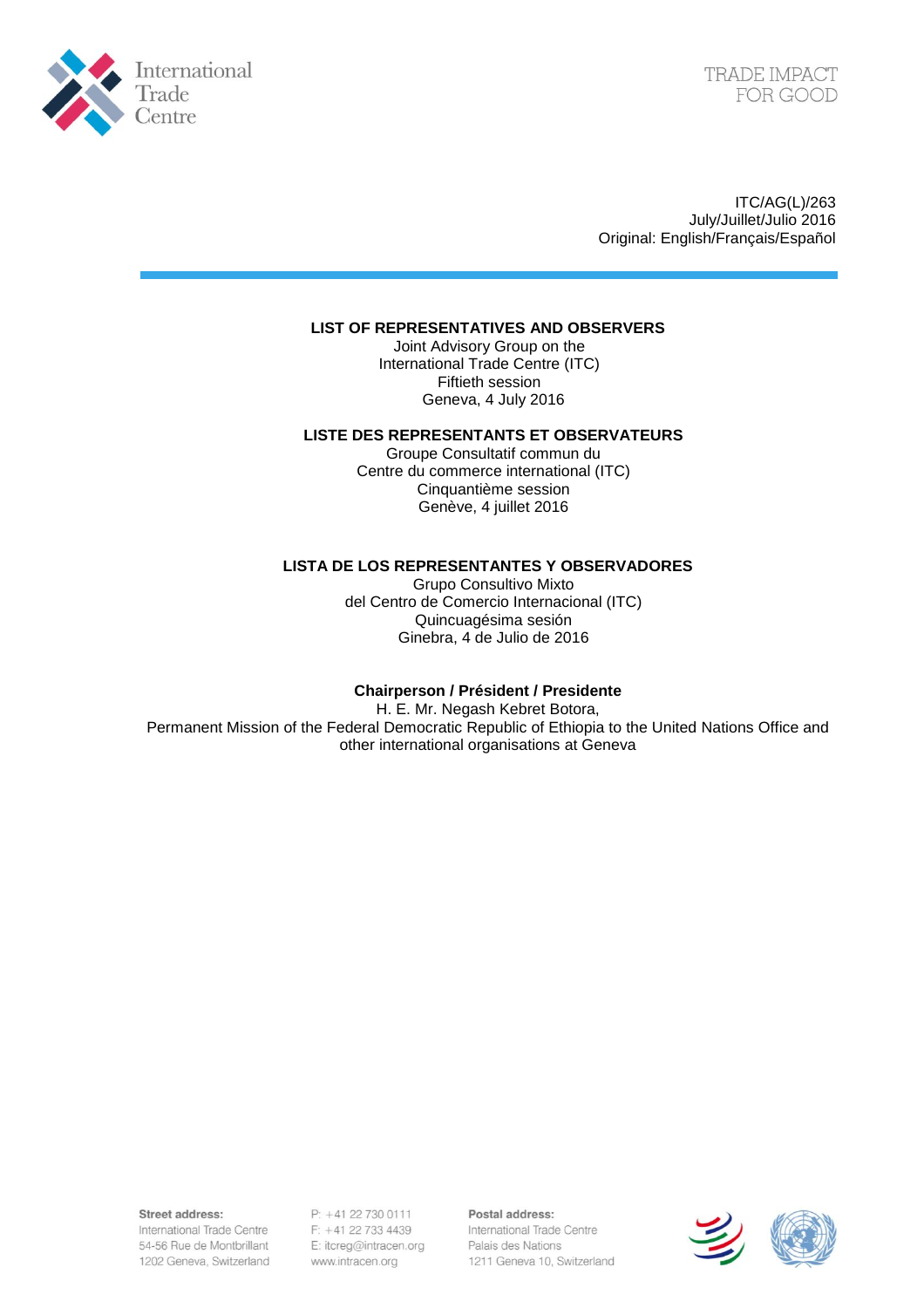ITC/AG(L)/263
July/Juillet/Julio 2016
Original: English/Français/Español

## LIST OF REPRESENTATIVES AND OBSERVERS

Joint Advisory Group on the
International Trade Centre (ITC)
Fiftieth session
Geneva, 4 July 2016

## LISTE DES REPRESENTANTS ET OBSERVATEURS

Groupe Consultatif commun du
Centre du commerce international (ITC)
Cinquantième session
Genève, 4 juillet 2016

## LISTA DE LOS REPRESENTANTES Y OBSERVADORES

Grupo Consultivo Mixto
del Centro de Comercio Internacional (ITC)
Quincuagésima sesión
Ginebra, 4 de Julio de 2016

**Chairperson / Président / Presidente**

H. E. Mr. Negash Kebret Botora,
Permanent Mission of the Federal Democratic Republic of Ethiopia to the United Nations Office and other international organisations at Geneva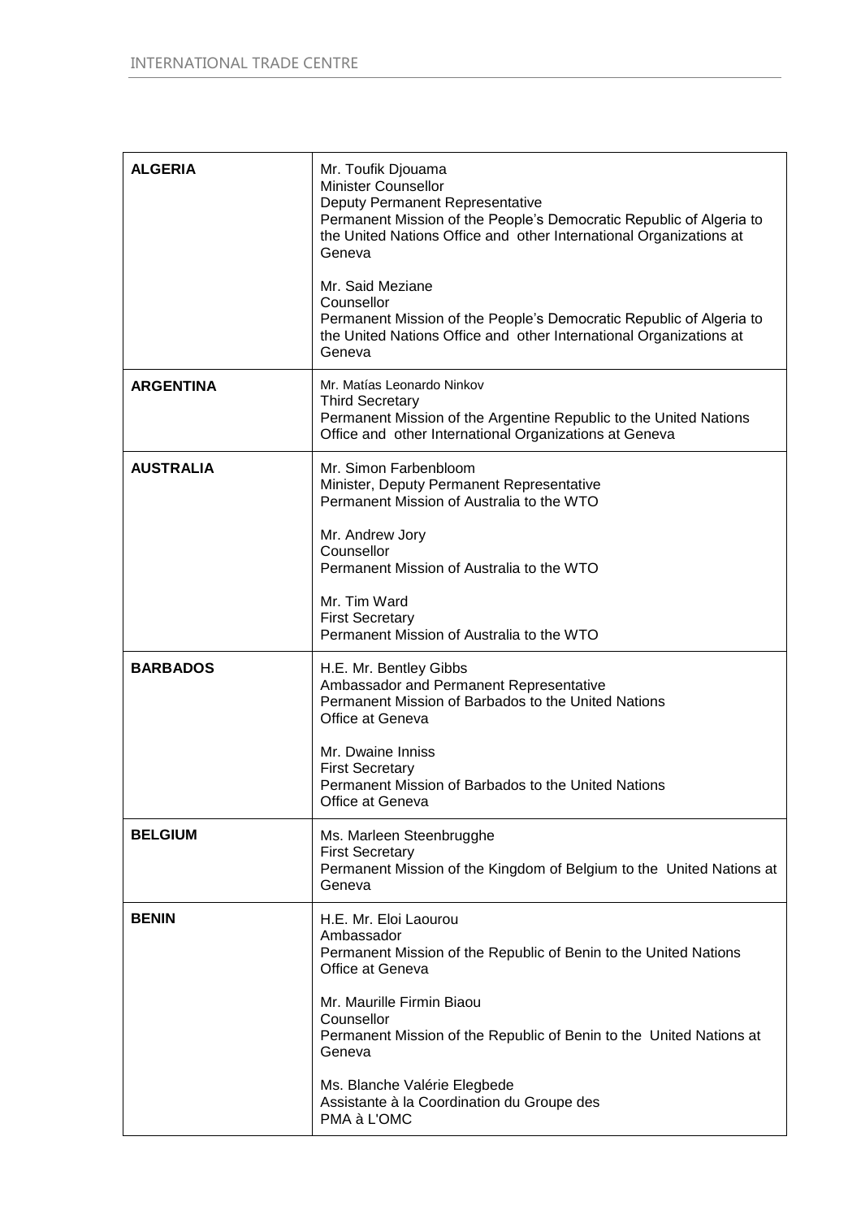| | |
|---|---|
| **ALGERIA** | Mr. Toufik Djouama<br>Minister Counsellor<br>Deputy Permanent Representative<br>Permanent Mission of the People's Democratic Republic of Algeria to the United Nations Office and other International Organizations at Geneva<br><br>Mr. Said Meziane<br>Counsellor<br>Permanent Mission of the People's Democratic Republic of Algeria to the United Nations Office and other International Organizations at Geneva |
| **ARGENTINA** | Mr. Matías Leonardo Ninkov<br>Third Secretary<br>Permanent Mission of the Argentine Republic to the United Nations Office and other International Organizations at Geneva |
| **AUSTRALIA** | Mr. Simon Farbenbloom<br>Minister, Deputy Permanent Representative<br>Permanent Mission of Australia to the WTO<br><br>Mr. Andrew Jory<br>Counsellor<br>Permanent Mission of Australia to the WTO<br><br>Mr. Tim Ward<br>First Secretary<br>Permanent Mission of Australia to the WTO |
| **BARBADOS** | H.E. Mr. Bentley Gibbs<br>Ambassador and Permanent Representative<br>Permanent Mission of Barbados to the United Nations Office at Geneva<br><br>Mr. Dwaine Inniss<br>First Secretary<br>Permanent Mission of Barbados to the United Nations Office at Geneva |
| **BELGIUM** | Ms. Marleen Steenbrugghe<br>First Secretary<br>Permanent Mission of the Kingdom of Belgium to the United Nations at Geneva |
| **BENIN** | H.E. Mr. Eloi Laourou<br>Ambassador<br>Permanent Mission of the Republic of Benin to the United Nations Office at Geneva<br><br>Mr. Maurille Firmin Biaou<br>Counsellor<br>Permanent Mission of the Republic of Benin to the United Nations at Geneva<br><br>Ms. Blanche Valérie Elegbede<br>Assistante à la Coordination du Groupe des PMA à L'OMC |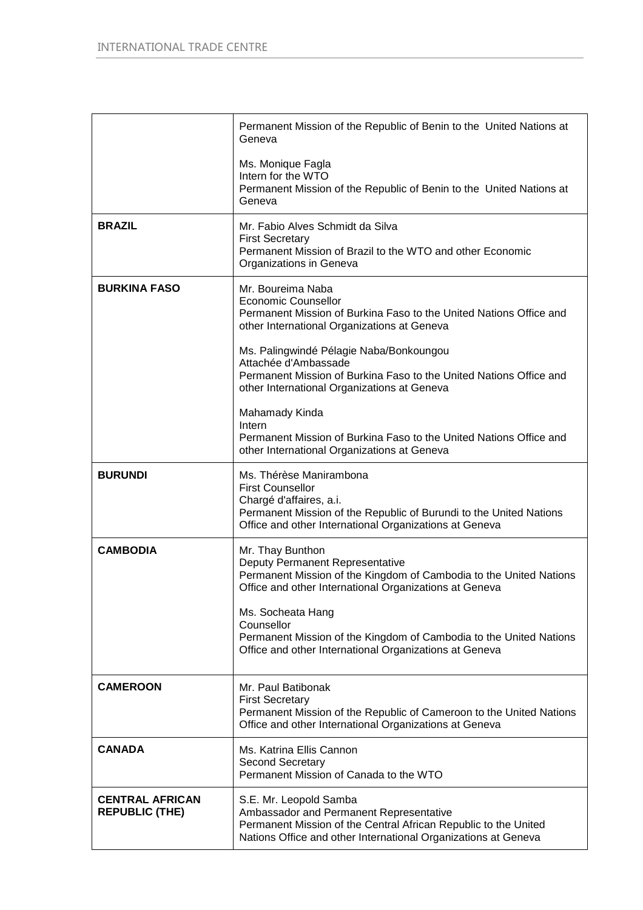| | |
|---|---|
| | Permanent Mission of the Republic of Benin to the United Nations at Geneva<br><br>Ms. Monique Fagla<br>Intern for the WTO<br>Permanent Mission of the Republic of Benin to the United Nations at Geneva |
| **BRAZIL** | Mr. Fabio Alves Schmidt da Silva<br>First Secretary<br>Permanent Mission of Brazil to the WTO and other Economic Organizations in Geneva |
| **BURKINA FASO** | Mr. Boureima Naba<br>Economic Counsellor<br>Permanent Mission of Burkina Faso to the United Nations Office and other International Organizations at Geneva<br><br>Ms. Palingwindé Pélagie Naba/Bonkoungou<br>Attachée d'Ambassade<br>Permanent Mission of Burkina Faso to the United Nations Office and other International Organizations at Geneva<br><br>Mahamady Kinda<br>Intern<br>Permanent Mission of Burkina Faso to the United Nations Office and other International Organizations at Geneva |
| **BURUNDI** | Ms. Thérèse Manirambona<br>First Counsellor<br>Chargé d'affaires, a.i.<br>Permanent Mission of the Republic of Burundi to the United Nations Office and other International Organizations at Geneva |
| **CAMBODIA** | Mr. Thay Bunthon<br>Deputy Permanent Representative<br>Permanent Mission of the Kingdom of Cambodia to the United Nations Office and other International Organizations at Geneva<br><br>Ms. Socheata Hang<br>Counsellor<br>Permanent Mission of the Kingdom of Cambodia to the United Nations Office and other International Organizations at Geneva |
| **CAMEROON** | Mr. Paul Batibonak<br>First Secretary<br>Permanent Mission of the Republic of Cameroon to the United Nations Office and other International Organizations at Geneva |
| **CANADA** | Ms. Katrina Ellis Cannon<br>Second Secretary<br>Permanent Mission of Canada to the WTO |
| **CENTRAL AFRICAN REPUBLIC (THE)** | S.E. Mr. Leopold Samba<br>Ambassador and Permanent Representative<br>Permanent Mission of the Central African Republic to the United Nations Office and other International Organizations at Geneva |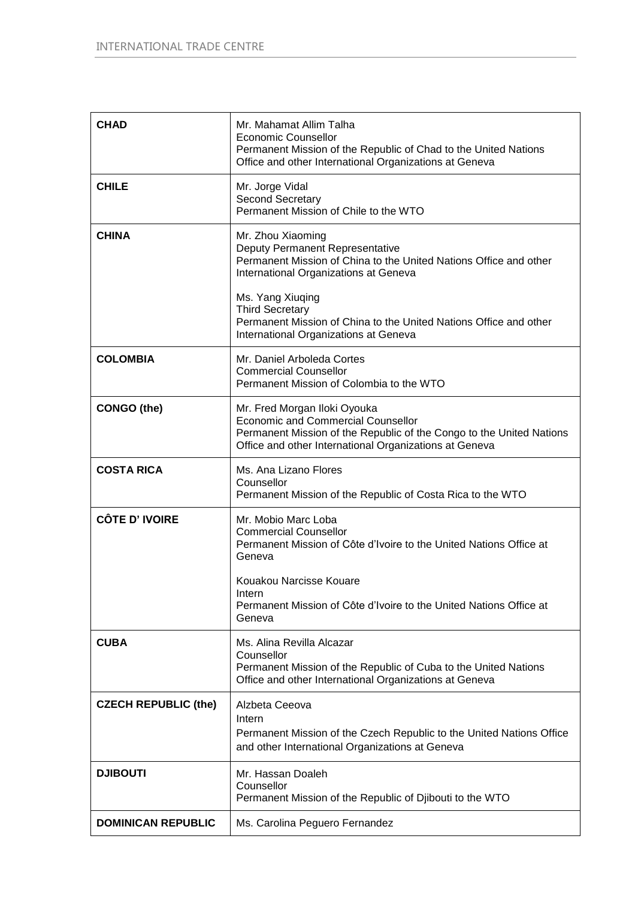| | |
|---|---|
| **CHAD** | Mr. Mahamat Allim Talha<br>Economic Counsellor<br>Permanent Mission of the Republic of Chad to the United Nations Office and other International Organizations at Geneva |
| **CHILE** | Mr. Jorge Vidal<br>Second Secretary<br>Permanent Mission of Chile to the WTO |
| **CHINA** | Mr. Zhou Xiaoming<br>Deputy Permanent Representative<br>Permanent Mission of China to the United Nations Office and other International Organizations at Geneva<br><br>Ms. Yang Xiuqing<br>Third Secretary<br>Permanent Mission of China to the United Nations Office and other International Organizations at Geneva |
| **COLOMBIA** | Mr. Daniel Arboleda Cortes<br>Commercial Counsellor<br>Permanent Mission of Colombia to the WTO |
| **CONGO (the)** | Mr. Fred Morgan Iloki Oyouka<br>Economic and Commercial Counsellor<br>Permanent Mission of the Republic of the Congo to the United Nations Office and other International Organizations at Geneva |
| **COSTA RICA** | Ms. Ana Lizano Flores<br>Counsellor<br>Permanent Mission of the Republic of Costa Rica to the WTO |
| **CÔTE D' IVOIRE** | Mr. Mobio Marc Loba<br>Commercial Counsellor<br>Permanent Mission of Côte d'Ivoire to the United Nations Office at Geneva<br><br>Kouakou Narcisse Kouare<br>Intern<br>Permanent Mission of Côte d'Ivoire to the United Nations Office at Geneva |
| **CUBA** | Ms. Alina Revilla Alcazar<br>Counsellor<br>Permanent Mission of the Republic of Cuba to the United Nations Office and other International Organizations at Geneva |
| **CZECH REPUBLIC (the)** | Alzbeta Ceeova<br>Intern<br>Permanent Mission of the Czech Republic to the United Nations Office and other International Organizations at Geneva |
| **DJIBOUTI** | Mr. Hassan Doaleh<br>Counsellor<br>Permanent Mission of the Republic of Djibouti to the WTO |
| **DOMINICAN REPUBLIC** | Ms. Carolina Peguero Fernandez |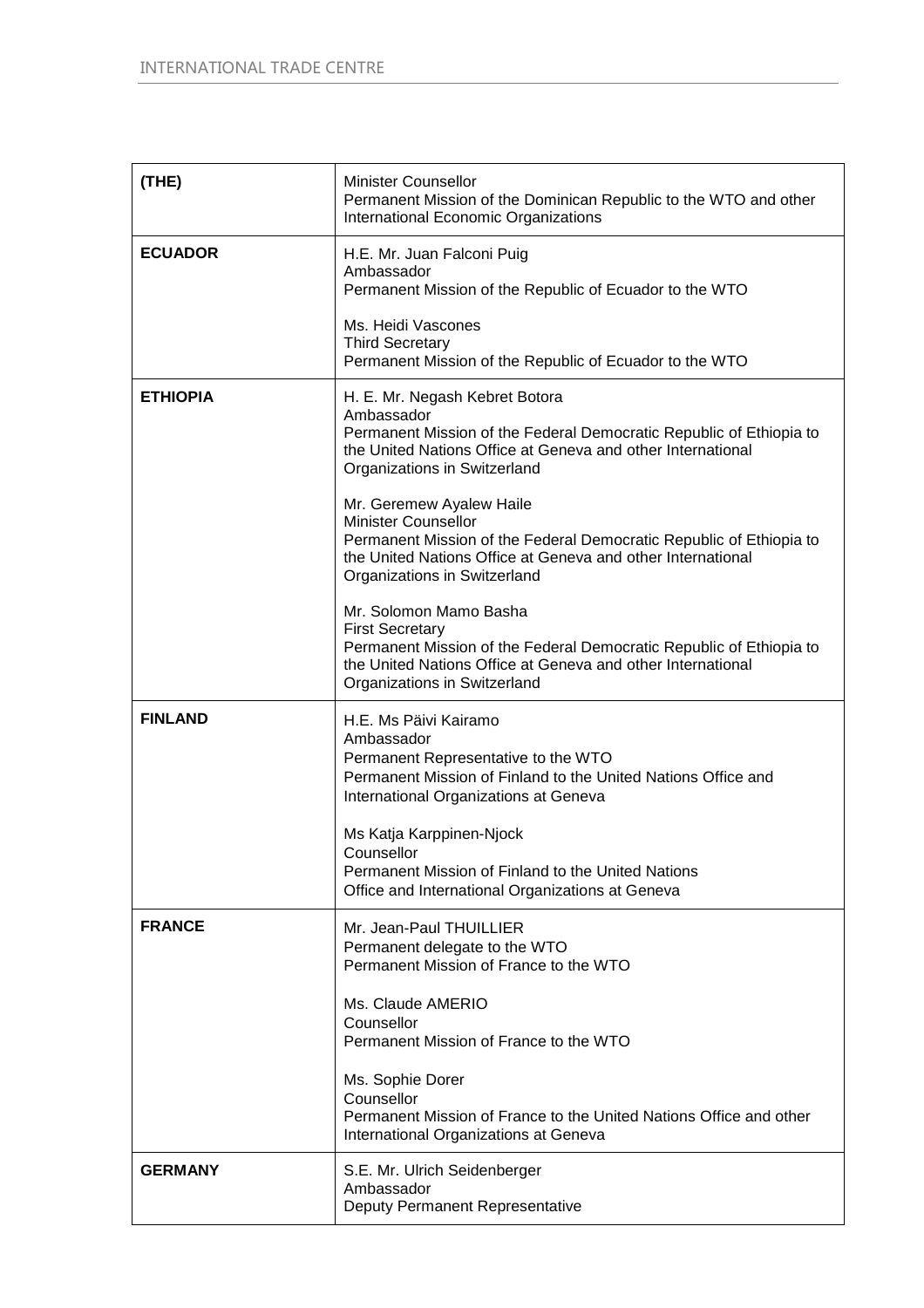| | |
|---|---|
| **(THE)** | Minister Counsellor<br>Permanent Mission of the Dominican Republic to the WTO and other International Economic Organizations |
| **ECUADOR** | H.E. Mr. Juan Falconi Puig<br>Ambassador<br>Permanent Mission of the Republic of Ecuador to the WTO<br><br>Ms. Heidi Vascones<br>Third Secretary<br>Permanent Mission of the Republic of Ecuador to the WTO |
| **ETHIOPIA** | H. E. Mr. Negash Kebret Botora<br>Ambassador<br>Permanent Mission of the Federal Democratic Republic of Ethiopia to the United Nations Office at Geneva and other International Organizations in Switzerland<br><br>Mr. Geremew Ayalew Haile<br>Minister Counsellor<br>Permanent Mission of the Federal Democratic Republic of Ethiopia to the United Nations Office at Geneva and other International Organizations in Switzerland<br><br>Mr. Solomon Mamo Basha<br>First Secretary<br>Permanent Mission of the Federal Democratic Republic of Ethiopia to the United Nations Office at Geneva and other International Organizations in Switzerland |
| **FINLAND** | H.E. Ms Päivi Kairamo<br>Ambassador<br>Permanent Representative to the WTO<br>Permanent Mission of Finland to the United Nations Office and International Organizations at Geneva<br><br>Ms Katja Karppinen-Njock<br>Counsellor<br>Permanent Mission of Finland to the United Nations Office and International Organizations at Geneva |
| **FRANCE** | Mr. Jean-Paul THUILLIER<br>Permanent delegate to the WTO<br>Permanent Mission of France to the WTO<br><br>Ms. Claude AMERIO<br>Counsellor<br>Permanent Mission of France to the WTO<br><br>Ms. Sophie Dorer<br>Counsellor<br>Permanent Mission of France to the United Nations Office and other International Organizations at Geneva |
| **GERMANY** | S.E. Mr. Ulrich Seidenberger<br>Ambassador<br>Deputy Permanent Representative |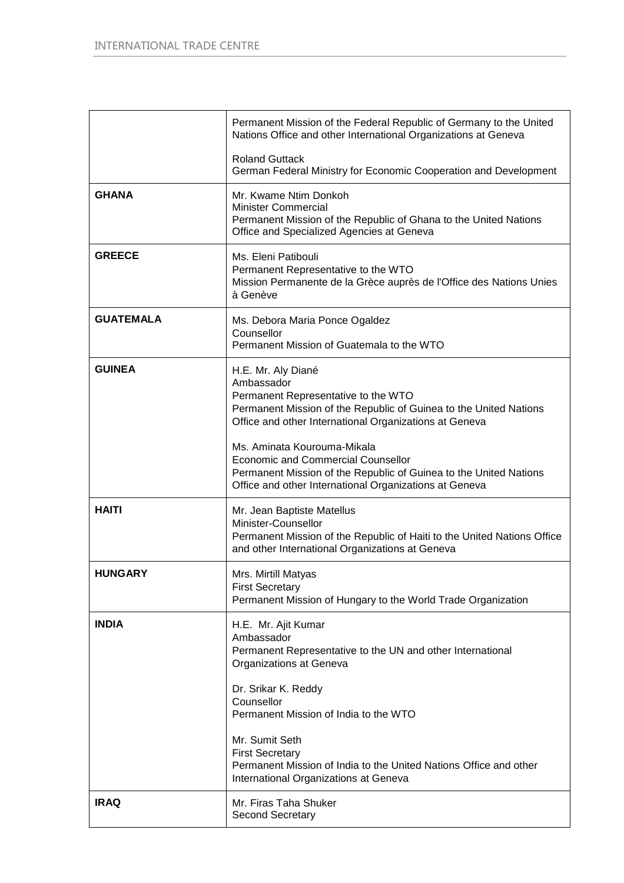| | |
|---|---|
| | Permanent Mission of the Federal Republic of Germany to the United Nations Office and other International Organizations at Geneva<br><br>Roland Guttack<br>German Federal Ministry for Economic Cooperation and Development |
| **GHANA** | Mr. Kwame Ntim Donkoh<br>Minister Commercial<br>Permanent Mission of the Republic of Ghana to the United Nations Office and Specialized Agencies at Geneva |
| **GREECE** | Ms. Eleni Patibouli<br>Permanent Representative to the WTO<br>Mission Permanente de la Grèce auprès de l'Office des Nations Unies à Genève |
| **GUATEMALA** | Ms. Debora Maria Ponce Ogaldez<br>Counsellor<br>Permanent Mission of Guatemala to the WTO |
| **GUINEA** | H.E. Mr. Aly Diané<br>Ambassador<br>Permanent Representative to the WTO<br>Permanent Mission of the Republic of Guinea to the United Nations Office and other International Organizations at Geneva<br><br>Ms. Aminata Kourouma-Mikala<br>Economic and Commercial Counsellor<br>Permanent Mission of the Republic of Guinea to the United Nations Office and other International Organizations at Geneva |
| **HAITI** | Mr. Jean Baptiste Matellus<br>Minister-Counsellor<br>Permanent Mission of the Republic of Haiti to the United Nations Office and other International Organizations at Geneva |
| **HUNGARY** | Mrs. Mirtill Matyas<br>First Secretary<br>Permanent Mission of Hungary to the World Trade Organization |
| **INDIA** | H.E. Mr. Ajit Kumar<br>Ambassador<br>Permanent Representative to the UN and other International Organizations at Geneva<br><br>Dr. Srikar K. Reddy<br>Counsellor<br>Permanent Mission of India to the WTO<br><br>Mr. Sumit Seth<br>First Secretary<br>Permanent Mission of India to the United Nations Office and other International Organizations at Geneva |
| **IRAQ** | Mr. Firas Taha Shuker<br>Second Secretary |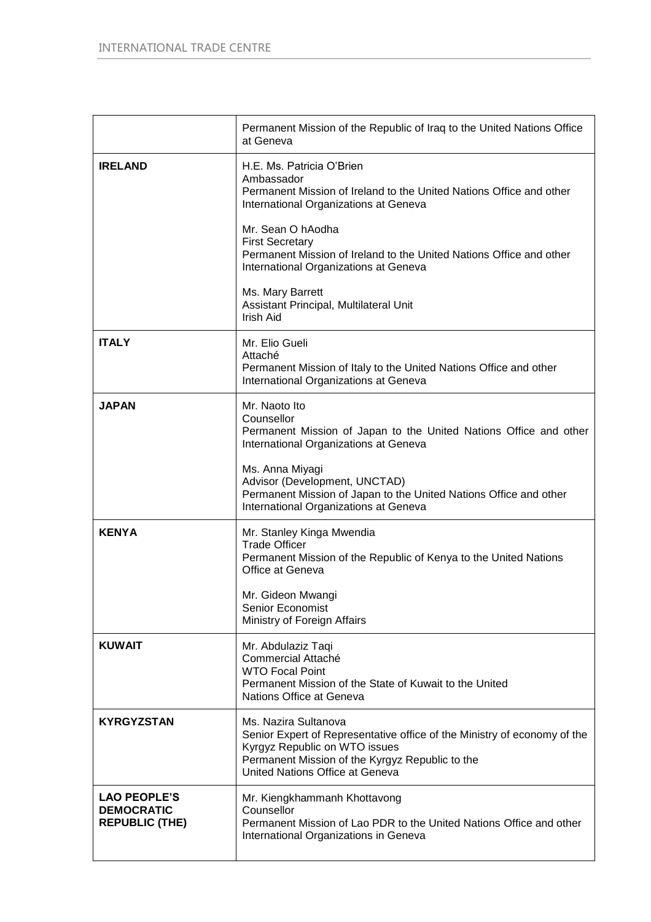| | |
|---|---|
| | Permanent Mission of the Republic of Iraq to the United Nations Office at Geneva |
| **IRELAND** | H.E. Ms. Patricia O'Brien<br>Ambassador<br>Permanent Mission of Ireland to the United Nations Office and other International Organizations at Geneva<br><br>Mr. Sean O hAodha<br>First Secretary<br>Permanent Mission of Ireland to the United Nations Office and other International Organizations at Geneva<br><br>Ms. Mary Barrett<br>Assistant Principal, Multilateral Unit<br>Irish Aid |
| **ITALY** | Mr. Elio Gueli<br>Attaché<br>Permanent Mission of Italy to the United Nations Office and other International Organizations at Geneva |
| **JAPAN** | Mr. Naoto Ito<br>Counsellor<br>Permanent Mission of Japan to the United Nations Office and other International Organizations at Geneva<br><br>Ms. Anna Miyagi<br>Advisor (Development, UNCTAD)<br>Permanent Mission of Japan to the United Nations Office and other International Organizations at Geneva |
| **KENYA** | Mr. Stanley Kinga Mwendia<br>Trade Officer<br>Permanent Mission of the Republic of Kenya to the United Nations Office at Geneva<br><br>Mr. Gideon Mwangi<br>Senior Economist<br>Ministry of Foreign Affairs |
| **KUWAIT** | Mr. Abdulaziz Taqi<br>Commercial Attaché<br>WTO Focal Point<br>Permanent Mission of the State of Kuwait to the United Nations Office at Geneva |
| **KYRGYZSTAN** | Ms. Nazira Sultanova<br>Senior Expert of Representative office of the Ministry of economy of the Kyrgyz Republic on WTO issues<br>Permanent Mission of the Kyrgyz Republic to the United Nations Office at Geneva |
| **LAO PEOPLE'S DEMOCRATIC REPUBLIC (THE)** | Mr. Kiengkhammanh Khottavong<br>Counsellor<br>Permanent Mission of Lao PDR to the United Nations Office and other International Organizations in Geneva |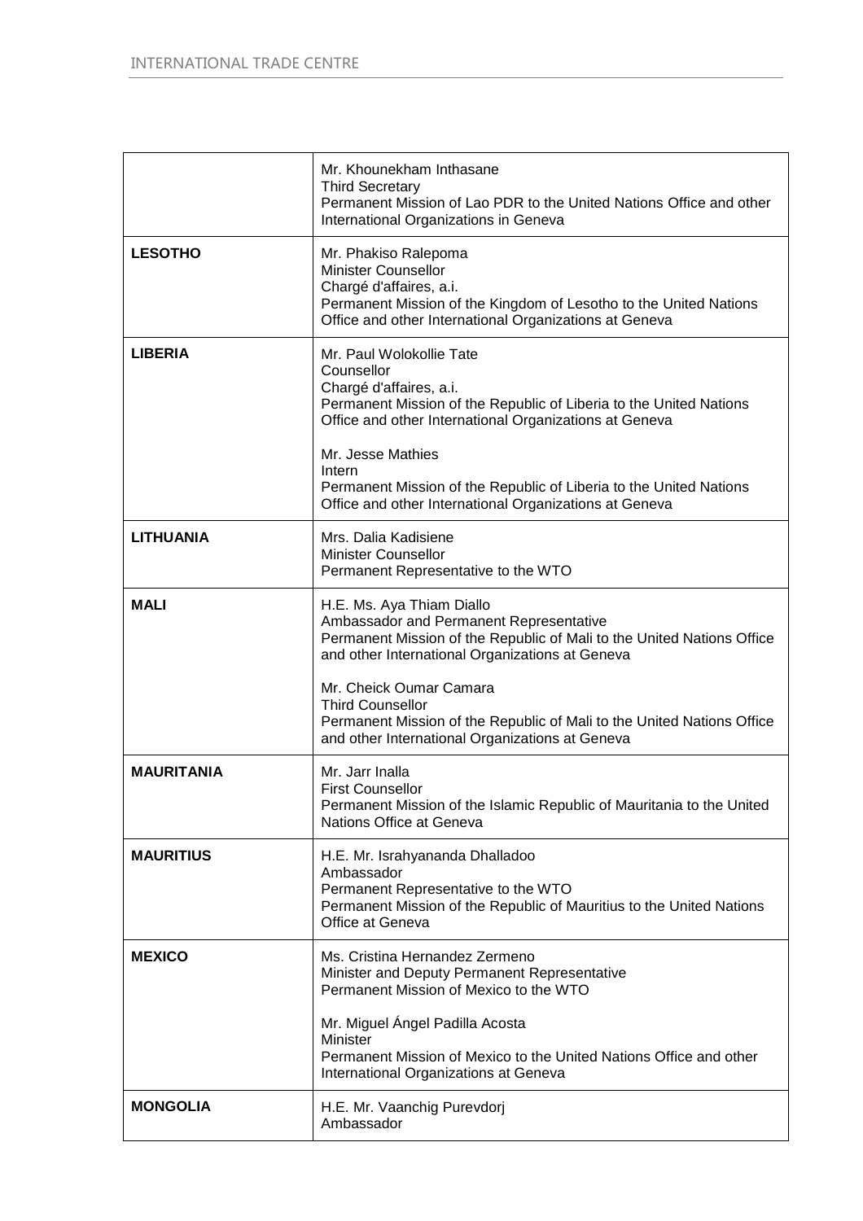| | |
|---|---|
| | Mr. Khounekham Inthasane<br>Third Secretary<br>Permanent Mission of Lao PDR to the United Nations Office and other International Organizations in Geneva |
| **LESOTHO** | Mr. Phakiso Ralepoma<br>Minister Counsellor<br>Chargé d'affaires, a.i.<br>Permanent Mission of the Kingdom of Lesotho to the United Nations Office and other International Organizations at Geneva |
| **LIBERIA** | Mr. Paul Wolokollie Tate<br>Counsellor<br>Chargé d'affaires, a.i.<br>Permanent Mission of the Republic of Liberia to the United Nations Office and other International Organizations at Geneva<br><br>Mr. Jesse Mathies<br>Intern<br>Permanent Mission of the Republic of Liberia to the United Nations Office and other International Organizations at Geneva |
| **LITHUANIA** | Mrs. Dalia Kadisiene<br>Minister Counsellor<br>Permanent Representative to the WTO |
| **MALI** | H.E. Ms. Aya Thiam Diallo<br>Ambassador and Permanent Representative<br>Permanent Mission of the Republic of Mali to the United Nations Office and other International Organizations at Geneva<br><br>Mr. Cheick Oumar Camara<br>Third Counsellor<br>Permanent Mission of the Republic of Mali to the United Nations Office and other International Organizations at Geneva |
| **MAURITANIA** | Mr. Jarr Inalla<br>First Counsellor<br>Permanent Mission of the Islamic Republic of Mauritania to the United Nations Office at Geneva |
| **MAURITIUS** | H.E. Mr. Israhyananda Dhalladoo<br>Ambassador<br>Permanent Representative to the WTO<br>Permanent Mission of the Republic of Mauritius to the United Nations Office at Geneva |
| **MEXICO** | Ms. Cristina Hernandez Zermeno<br>Minister and Deputy Permanent Representative<br>Permanent Mission of Mexico to the WTO<br><br>Mr. Miguel Ángel Padilla Acosta<br>Minister<br>Permanent Mission of Mexico to the United Nations Office and other International Organizations at Geneva |
| **MONGOLIA** | H.E. Mr. Vaanchig Purevdorj<br>Ambassador |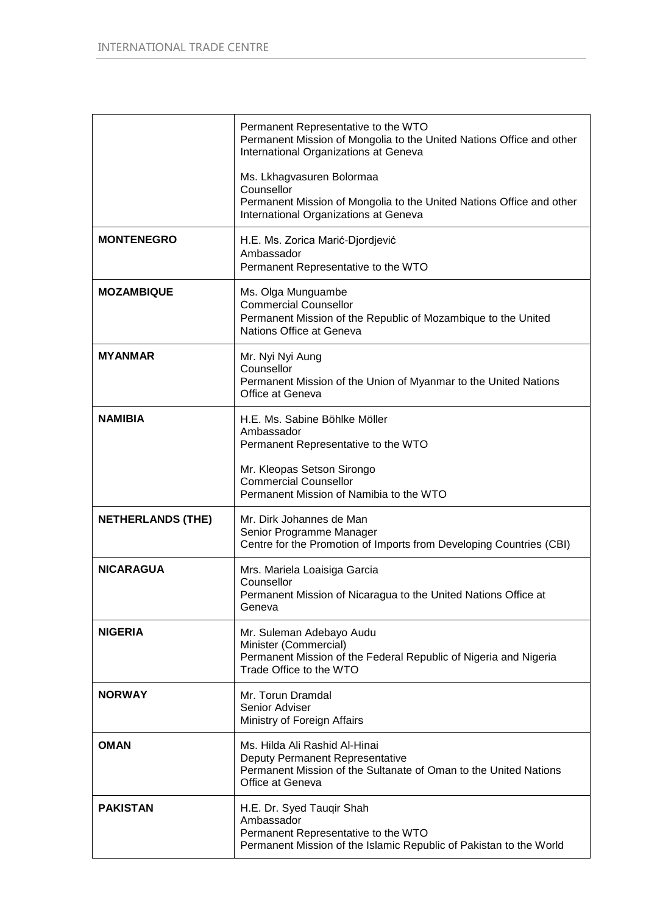| | |
|---|---|
| | Permanent Representative to the WTO<br>Permanent Mission of Mongolia to the United Nations Office and other International Organizations at Geneva<br><br>Ms. Lkhagvasuren Bolormaa<br>Counsellor<br>Permanent Mission of Mongolia to the United Nations Office and other International Organizations at Geneva |
| **MONTENEGRO** | H.E. Ms. Zorica Marić-Djordjević<br>Ambassador<br>Permanent Representative to the WTO |
| **MOZAMBIQUE** | Ms. Olga Munguambe<br>Commercial Counsellor<br>Permanent Mission of the Republic of Mozambique to the United Nations Office at Geneva |
| **MYANMAR** | Mr. Nyi Nyi Aung<br>Counsellor<br>Permanent Mission of the Union of Myanmar to the United Nations Office at Geneva |
| **NAMIBIA** | H.E. Ms. Sabine Böhlke Möller<br>Ambassador<br>Permanent Representative to the WTO<br><br>Mr. Kleopas Setson Sirongo<br>Commercial Counsellor<br>Permanent Mission of Namibia to the WTO |
| **NETHERLANDS (THE)** | Mr. Dirk Johannes de Man<br>Senior Programme Manager<br>Centre for the Promotion of Imports from Developing Countries (CBI) |
| **NICARAGUA** | Mrs. Mariela Loaisiga Garcia<br>Counsellor<br>Permanent Mission of Nicaragua to the United Nations Office at Geneva |
| **NIGERIA** | Mr. Suleman Adebayo Audu<br>Minister (Commercial)<br>Permanent Mission of the Federal Republic of Nigeria and Nigeria Trade Office to the WTO |
| **NORWAY** | Mr. Torun Dramdal<br>Senior Adviser<br>Ministry of Foreign Affairs |
| **OMAN** | Ms. Hilda Ali Rashid Al-Hinai<br>Deputy Permanent Representative<br>Permanent Mission of the Sultanate of Oman to the United Nations Office at Geneva |
| **PAKISTAN** | H.E. Dr. Syed Tauqir Shah<br>Ambassador<br>Permanent Representative to the WTO<br>Permanent Mission of the Islamic Republic of Pakistan to the World |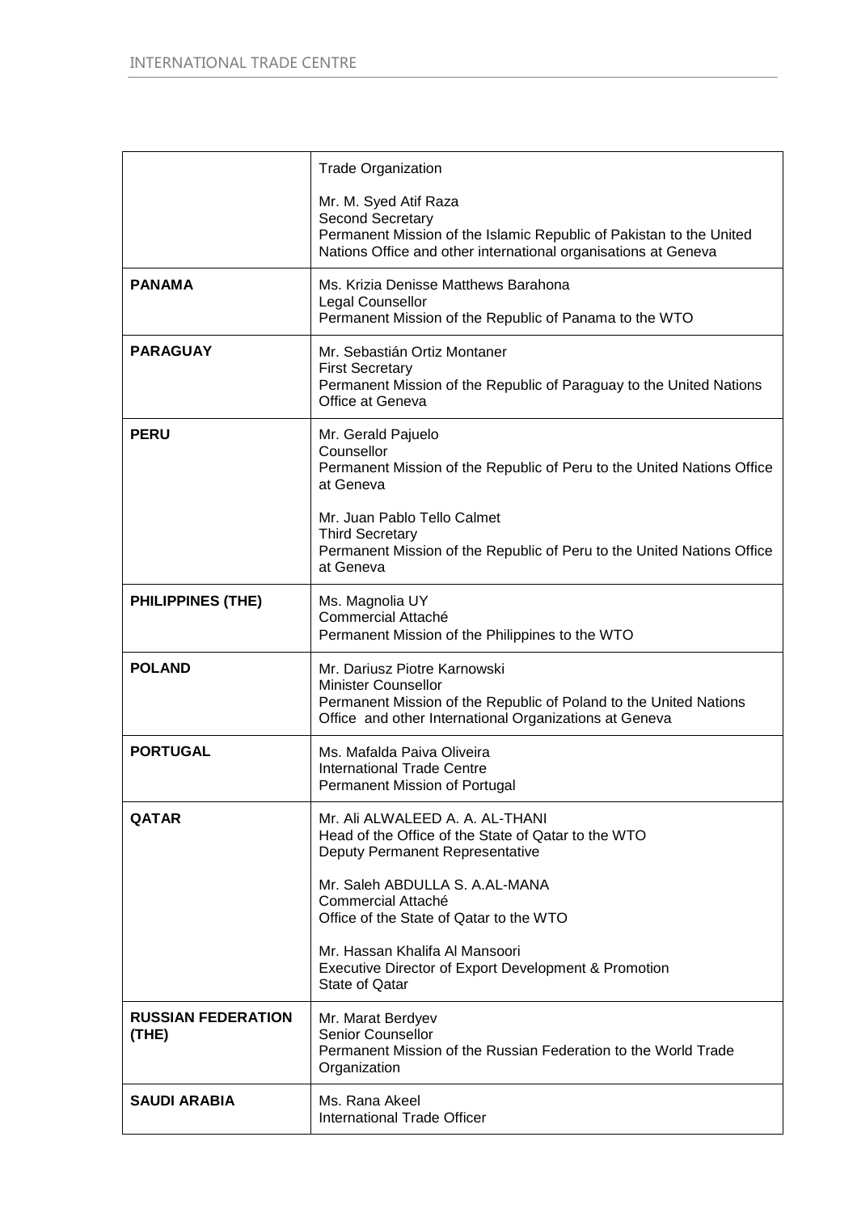| | |
|---|---|
| | Trade Organization<br><br>Mr. M. Syed Atif Raza<br>Second Secretary<br>Permanent Mission of the Islamic Republic of Pakistan to the United Nations Office and other international organisations at Geneva |
| **PANAMA** | Ms. Krizia Denisse Matthews Barahona<br>Legal Counsellor<br>Permanent Mission of the Republic of Panama to the WTO |
| **PARAGUAY** | Mr. Sebastián Ortiz Montaner<br>First Secretary<br>Permanent Mission of the Republic of Paraguay to the United Nations Office at Geneva |
| **PERU** | Mr. Gerald Pajuelo<br>Counsellor<br>Permanent Mission of the Republic of Peru to the United Nations Office at Geneva<br><br>Mr. Juan Pablo Tello Calmet<br>Third Secretary<br>Permanent Mission of the Republic of Peru to the United Nations Office at Geneva |
| **PHILIPPINES (THE)** | Ms. Magnolia UY<br>Commercial Attaché<br>Permanent Mission of the Philippines to the WTO |
| **POLAND** | Mr. Dariusz Piotre Karnowski<br>Minister Counsellor<br>Permanent Mission of the Republic of Poland to the United Nations Office and other International Organizations at Geneva |
| **PORTUGAL** | Ms. Mafalda Paiva Oliveira<br>International Trade Centre<br>Permanent Mission of Portugal |
| **QATAR** | Mr. Ali ALWALEED A. A. AL-THANI<br>Head of the Office of the State of Qatar to the WTO<br>Deputy Permanent Representative<br><br>Mr. Saleh ABDULLA S. A.AL-MANA<br>Commercial Attaché<br>Office of the State of Qatar to the WTO<br><br>Mr. Hassan Khalifa Al Mansoori<br>Executive Director of Export Development & Promotion<br>State of Qatar |
| **RUSSIAN FEDERATION (THE)** | Mr. Marat Berdyev<br>Senior Counsellor<br>Permanent Mission of the Russian Federation to the World Trade Organization |
| **SAUDI ARABIA** | Ms. Rana Akeel<br>International Trade Officer |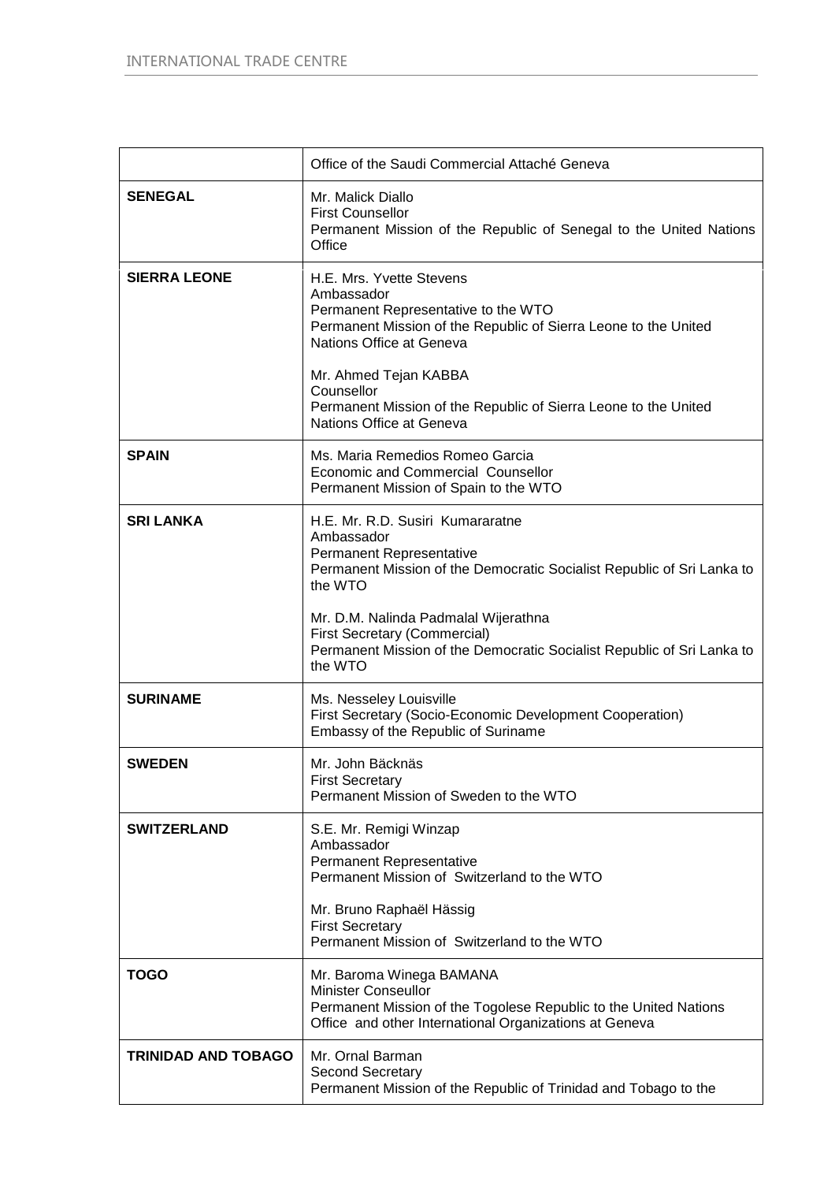| | |
|---|---|
| | Office of the Saudi Commercial Attaché Geneva |
| **SENEGAL** | Mr. Malick Diallo<br>First Counsellor<br>Permanent Mission of the Republic of Senegal to the United Nations Office |
| **SIERRA LEONE** | H.E. Mrs. Yvette Stevens<br>Ambassador<br>Permanent Representative to the WTO<br>Permanent Mission of the Republic of Sierra Leone to the United Nations Office at Geneva<br><br>Mr. Ahmed Tejan KABBA<br>Counsellor<br>Permanent Mission of the Republic of Sierra Leone to the United Nations Office at Geneva |
| **SPAIN** | Ms. Maria Remedios Romeo Garcia<br>Economic and Commercial Counsellor<br>Permanent Mission of Spain to the WTO |
| **SRI LANKA** | H.E. Mr. R.D. Susiri Kumararatne<br>Ambassador<br>Permanent Representative<br>Permanent Mission of the Democratic Socialist Republic of Sri Lanka to the WTO<br><br>Mr. D.M. Nalinda Padmalal Wijerathna<br>First Secretary (Commercial)<br>Permanent Mission of the Democratic Socialist Republic of Sri Lanka to the WTO |
| **SURINAME** | Ms. Nesseley Louisville<br>First Secretary (Socio-Economic Development Cooperation)<br>Embassy of the Republic of Suriname |
| **SWEDEN** | Mr. John Bäcknäs<br>First Secretary<br>Permanent Mission of Sweden to the WTO |
| **SWITZERLAND** | S.E. Mr. Remigi Winzap<br>Ambassador<br>Permanent Representative<br>Permanent Mission of Switzerland to the WTO<br><br>Mr. Bruno Raphaël Hässig<br>First Secretary<br>Permanent Mission of Switzerland to the WTO |
| **TOGO** | Mr. Baroma Winega BAMANA<br>Minister Conseullor<br>Permanent Mission of the Togolese Republic to the United Nations Office and other International Organizations at Geneva |
| **TRINIDAD AND TOBAGO** | Mr. Ornal Barman<br>Second Secretary<br>Permanent Mission of the Republic of Trinidad and Tobago to the |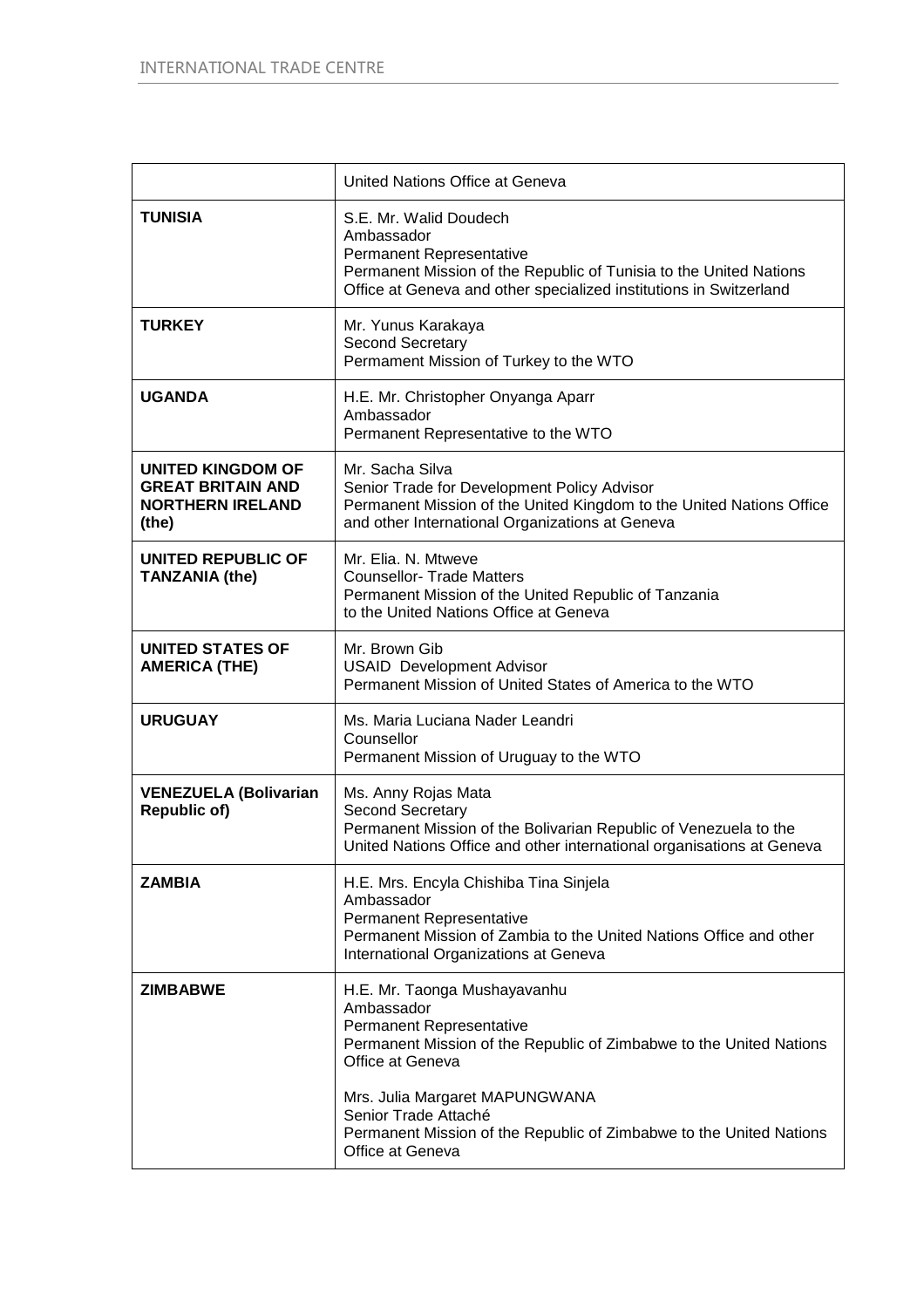| | |
|---|---|
| | United Nations Office at Geneva |
| **TUNISIA** | S.E. Mr. Walid Doudech<br>Ambassador<br>Permanent Representative<br>Permanent Mission of the Republic of Tunisia to the United Nations Office at Geneva and other specialized institutions in Switzerland |
| **TURKEY** | Mr. Yunus Karakaya<br>Second Secretary<br>Permament Mission of Turkey to the WTO |
| **UGANDA** | H.E. Mr. Christopher Onyanga Aparr<br>Ambassador<br>Permanent Representative to the WTO |
| **UNITED KINGDOM OF GREAT BRITAIN AND NORTHERN IRELAND (the)** | Mr. Sacha Silva<br>Senior Trade for Development Policy Advisor<br>Permanent Mission of the United Kingdom to the United Nations Office and other International Organizations at Geneva |
| **UNITED REPUBLIC OF TANZANIA (the)** | Mr. Elia. N. Mtweve<br>Counsellor- Trade Matters<br>Permanent Mission of the United Republic of Tanzania to the United Nations Office at Geneva |
| **UNITED STATES OF AMERICA (THE)** | Mr. Brown Gib<br>USAID Development Advisor<br>Permanent Mission of United States of America to the WTO |
| **URUGUAY** | Ms. Maria Luciana Nader Leandri<br>Counsellor<br>Permanent Mission of Uruguay to the WTO |
| **VENEZUELA (Bolivarian Republic of)** | Ms. Anny Rojas Mata<br>Second Secretary<br>Permanent Mission of the Bolivarian Republic of Venezuela to the United Nations Office and other international organisations at Geneva |
| **ZAMBIA** | H.E. Mrs. Encyla Chishiba Tina Sinjela<br>Ambassador<br>Permanent Representative<br>Permanent Mission of Zambia to the United Nations Office and other International Organizations at Geneva |
| **ZIMBABWE** | H.E. Mr. Taonga Mushayavanhu<br>Ambassador<br>Permanent Representative<br>Permanent Mission of the Republic of Zimbabwe to the United Nations Office at Geneva<br><br>Mrs. Julia Margaret MAPUNGWANA<br>Senior Trade Attaché<br>Permanent Mission of the Republic of Zimbabwe to the United Nations Office at Geneva |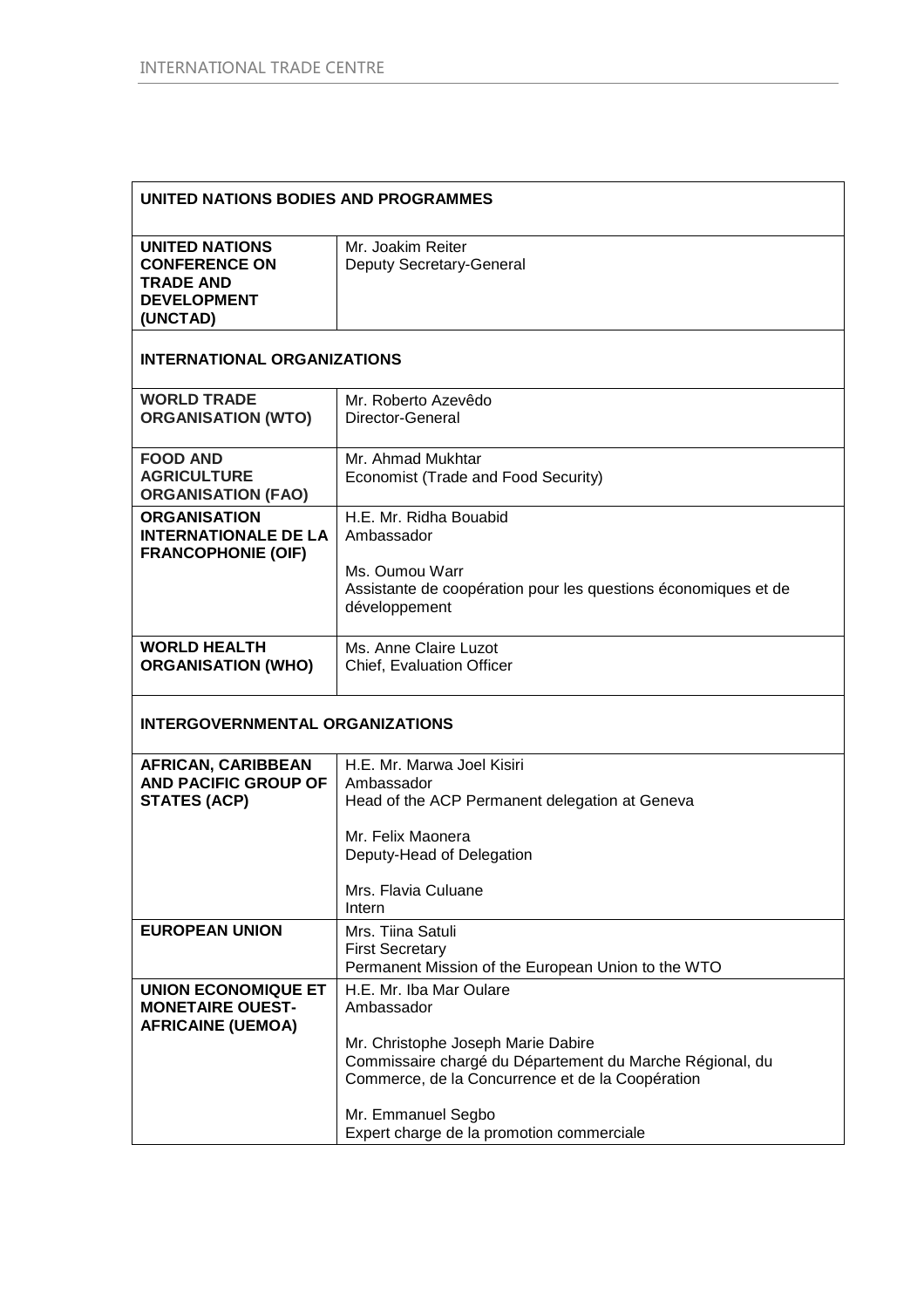| | |
|---|---|
| **UNITED NATIONS BODIES AND PROGRAMMES** | |
| **UNITED NATIONS CONFERENCE ON TRADE AND DEVELOPMENT (UNCTAD)** | Mr. Joakim Reiter<br>Deputy Secretary-General |
| **INTERNATIONAL ORGANIZATIONS** | |
| **WORLD TRADE ORGANISATION (WTO)** | Mr. Roberto Azevêdo<br>Director-General |
| **FOOD AND AGRICULTURE ORGANISATION (FAO)** | Mr. Ahmad Mukhtar<br>Economist (Trade and Food Security) |
| **ORGANISATION INTERNATIONALE DE LA FRANCOPHONIE (OIF)** | H.E. Mr. Ridha Bouabid<br>Ambassador<br><br>Ms. Oumou Warr<br>Assistante de coopération pour les questions économiques et de développement |
| **WORLD HEALTH ORGANISATION (WHO)** | Ms. Anne Claire Luzot<br>Chief, Evaluation Officer |
| **INTERGOVERNMENTAL ORGANIZATIONS** | |
| **AFRICAN, CARIBBEAN AND PACIFIC GROUP OF STATES (ACP)** | H.E. Mr. Marwa Joel Kisiri<br>Ambassador<br>Head of the ACP Permanent delegation at Geneva<br><br>Mr. Felix Maonera<br>Deputy-Head of Delegation<br><br>Mrs. Flavia Culuane<br>Intern |
| **EUROPEAN UNION** | Mrs. Tiina Satuli<br>First Secretary<br>Permanent Mission of the European Union to the WTO |
| **UNION ECONOMIQUE ET MONETAIRE OUEST-AFRICAINE (UEMOA)** | H.E. Mr. Iba Mar Oulare<br>Ambassador<br><br>Mr. Christophe Joseph Marie Dabire<br>Commissaire chargé du Département du Marche Régional, du Commerce, de la Concurrence et de la Coopération<br><br>Mr. Emmanuel Segbo<br>Expert charge de la promotion commerciale |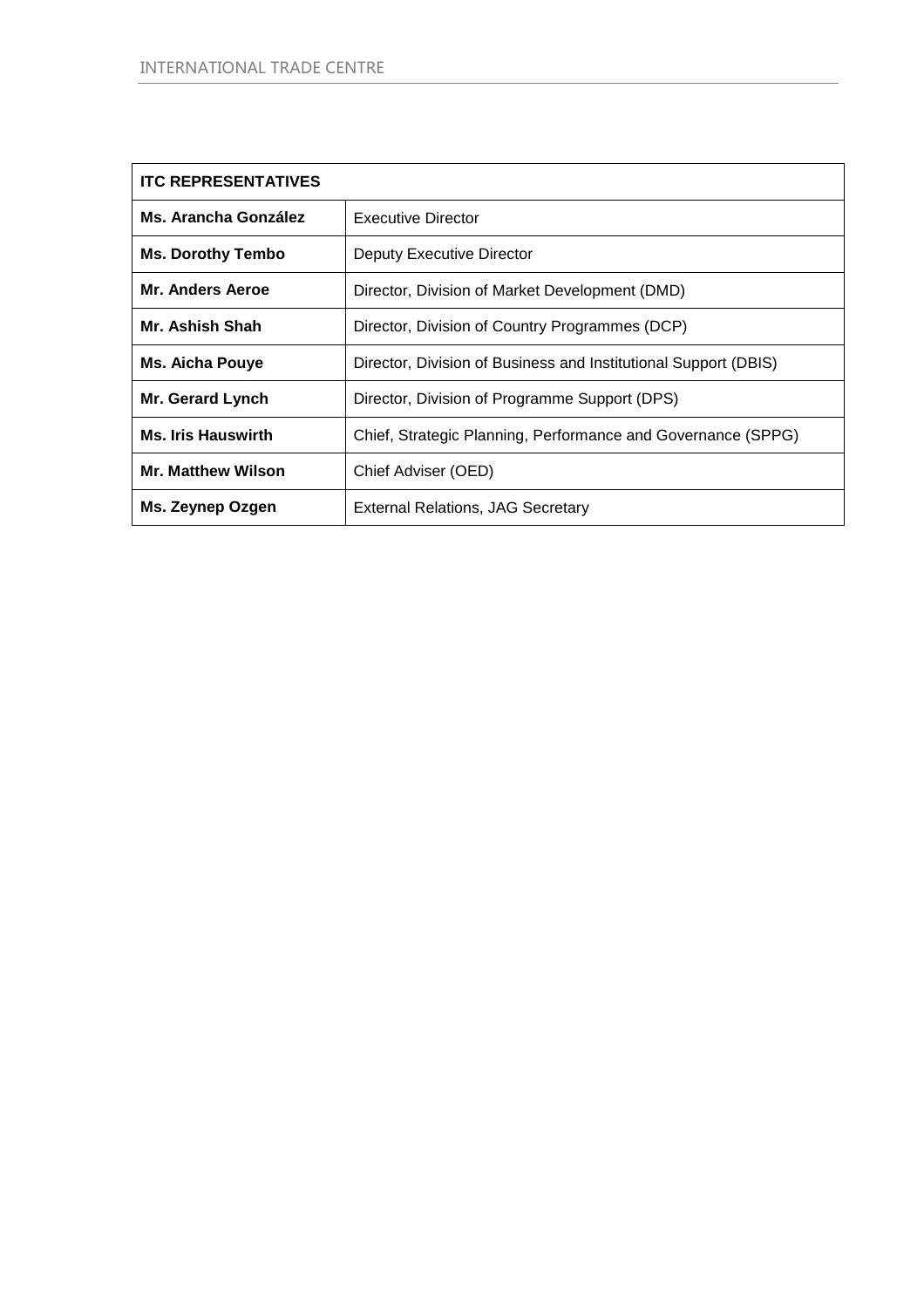| ITC REPRESENTATIVES | |
|---|---|
| **Ms. Arancha González** | Executive Director |
| **Ms. Dorothy Tembo** | Deputy Executive Director |
| **Mr. Anders Aeroe** | Director, Division of Market Development (DMD) |
| **Mr. Ashish Shah** | Director, Division of Country Programmes (DCP) |
| **Ms. Aicha Pouye** | Director, Division of Business and Institutional Support (DBIS) |
| **Mr. Gerard Lynch** | Director, Division of Programme Support (DPS) |
| **Ms. Iris Hauswirth** | Chief, Strategic Planning, Performance and Governance (SPPG) |
| **Mr. Matthew Wilson** | Chief Adviser (OED) |
| **Ms. Zeynep Ozgen** | External Relations, JAG Secretary |